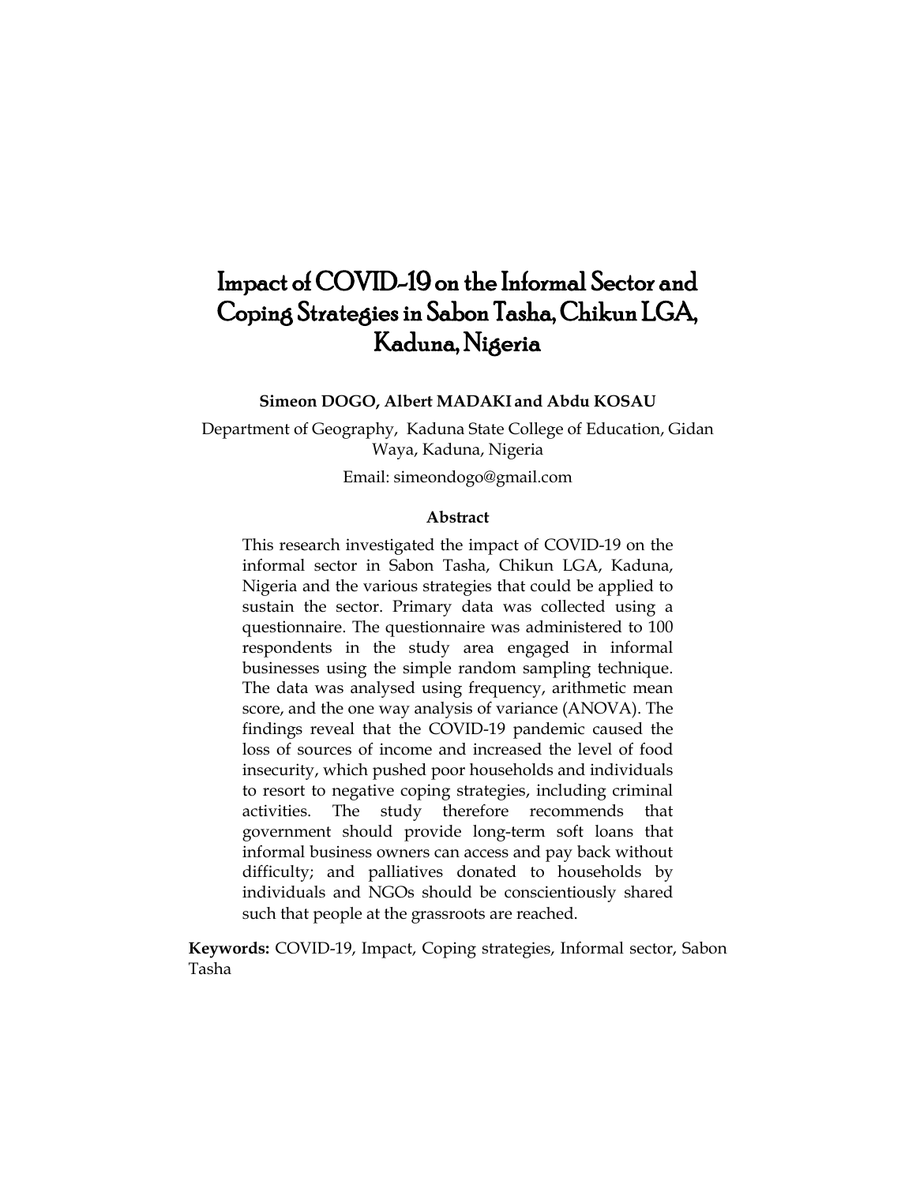# Impact of COVID-19 on the Informal Sector and Coping Strategies in Sabon Tasha, Chikun LGA, Kaduna, Nigeria

**Simeon DOGO, Albert MADAKI and Abdu KOSAU**

Department of Geography, Kaduna State College of Education, Gidan Waya, Kaduna, Nigeria

Email: simeondogo@gmail.com

**Abstract**

This research investigated the impact of COVID-19 on the informal sector in Sabon Tasha, Chikun LGA, Kaduna, Nigeria and the various strategies that could be applied to sustain the sector. Primary data was collected using a questionnaire. The questionnaire was administered to 100 respondents in the study area engaged in informal businesses using the simple random sampling technique. The data was analysed using frequency, arithmetic mean score, and the one way analysis of variance (ANOVA). The findings reveal that the COVID-19 pandemic caused the loss of sources of income and increased the level of food insecurity, which pushed poor households and individuals to resort to negative coping strategies, including criminal activities. The study therefore recommends that government should provide long-term soft loans that informal business owners can access and pay back without difficulty; and palliatives donated to households by individuals and NGOs should be conscientiously shared such that people at the grassroots are reached.

**Keywords:** COVID-19, Impact, Coping strategies, Informal sector, Sabon Tasha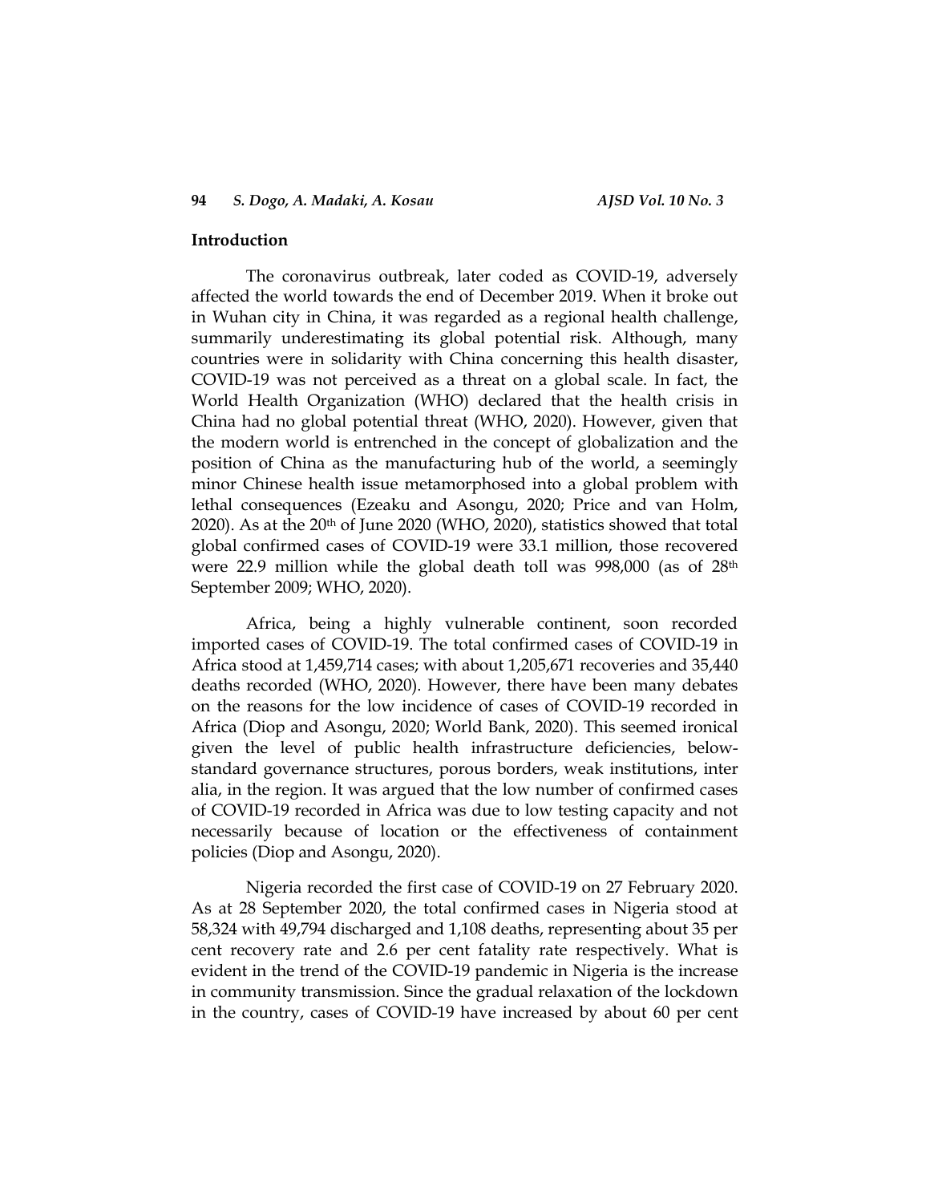## Introduction

The coronavirus outbreak, later coded as COVID-19, adversely affected the world towards the end of December 2019. When it broke out in Wuhan city in China, it was regarded as a regional health challenge, summarily underestimating its global potential risk. Although, many countries were in solidarity with China concerning this health disaster, COVID-19 was not perceived as a threat on a global scale. In fact, the World Health Organization (WHO) declared that the health crisis in China had no global potential threat (WHO, 2020). However, given that the modern world is entrenched in the concept of globalization and the position of China as the manufacturing hub of the world, a seemingly minor Chinese health issue metamorphosed into a global problem with lethal consequences (Ezeaku and Asongu, 2020; Price and van Holm, 2020). As at the 20th of June 2020 (WHO, 2020), statistics showed that total global confirmed cases of COVID-19 were 33.1 million, those recovered were 22.9 million while the global death toll was 998,000 (as of 28th September 2009; WHO, 2020).

Africa, being a highly vulnerable continent, soon recorded imported cases of COVID-19. The total confirmed cases of COVID-19 in Africa stood at 1,459,714 cases; with about 1,205,671 recoveries and 35,440 deaths recorded (WHO, 2020). However, there have been many debates on the reasons for the low incidence of cases of COVID-19 recorded in Africa (Diop and Asongu, 2020; World Bank, 2020). This seemed ironical given the level of public health infrastructure deficiencies, below-standard governance structures, porous borders, weak institutions, inter alia, in the region. It was argued that the low number of confirmed cases of COVID-19 recorded in Africa was due to low testing capacity and not necessarily because of location or the effectiveness of containment policies (Diop and Asongu, 2020).

Nigeria recorded the first case of COVID-19 on 27 February 2020. As at 28 September 2020, the total confirmed cases in Nigeria stood at 58,324 with 49,794 discharged and 1,108 deaths, representing about 35 per cent recovery rate and 2.6 per cent fatality rate respectively. What is evident in the trend of the COVID-19 pandemic in Nigeria is the increase in community transmission. Since the gradual relaxation of the lockdown in the country, cases of COVID-19 have increased by about 60 per cent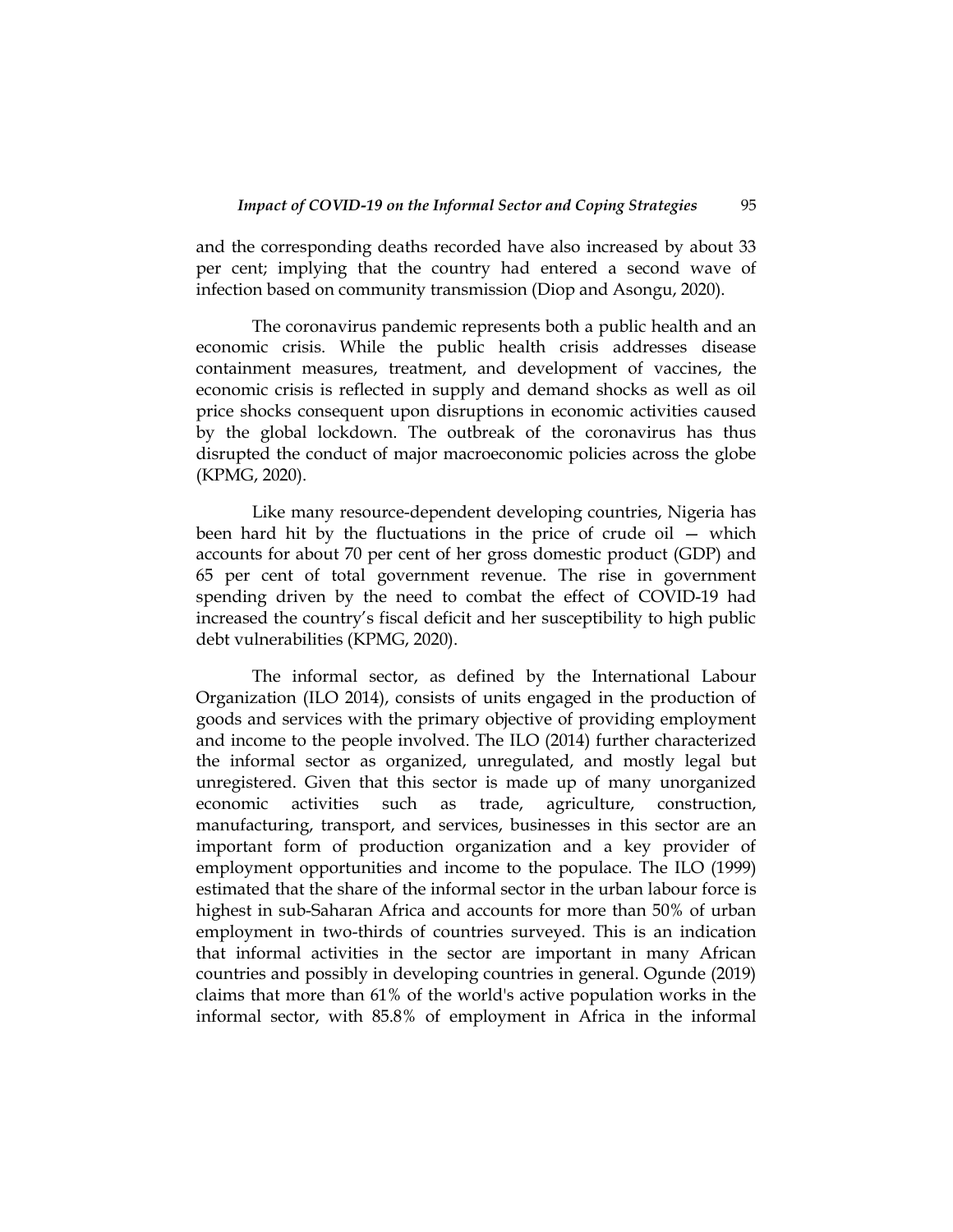and the corresponding deaths recorded have also increased by about 33 per cent; implying that the country had entered a second wave of infection based on community transmission (Diop and Asongu, 2020).

The coronavirus pandemic represents both a public health and an economic crisis. While the public health crisis addresses disease containment measures, treatment, and development of vaccines, the economic crisis is reflected in supply and demand shocks as well as oil price shocks consequent upon disruptions in economic activities caused by the global lockdown. The outbreak of the coronavirus has thus disrupted the conduct of major macroeconomic policies across the globe (KPMG, 2020).

Like many resource-dependent developing countries, Nigeria has been hard hit by the fluctuations in the price of crude oil — which accounts for about 70 per cent of her gross domestic product (GDP) and 65 per cent of total government revenue. The rise in government spending driven by the need to combat the effect of COVID-19 had increased the country's fiscal deficit and her susceptibility to high public debt vulnerabilities (KPMG, 2020).

The informal sector, as defined by the International Labour Organization (ILO 2014), consists of units engaged in the production of goods and services with the primary objective of providing employment and income to the people involved. The ILO (2014) further characterized the informal sector as organized, unregulated, and mostly legal but unregistered. Given that this sector is made up of many unorganized economic activities such as trade, agriculture, construction, manufacturing, transport, and services, businesses in this sector are an important form of production organization and a key provider of employment opportunities and income to the populace. The ILO (1999) estimated that the share of the informal sector in the urban labour force is highest in sub-Saharan Africa and accounts for more than 50% of urban employment in two-thirds of countries surveyed. This is an indication that informal activities in the sector are important in many African countries and possibly in developing countries in general. Ogunde (2019) claims that more than 61% of the world's active population works in the informal sector, with 85.8% of employment in Africa in the informal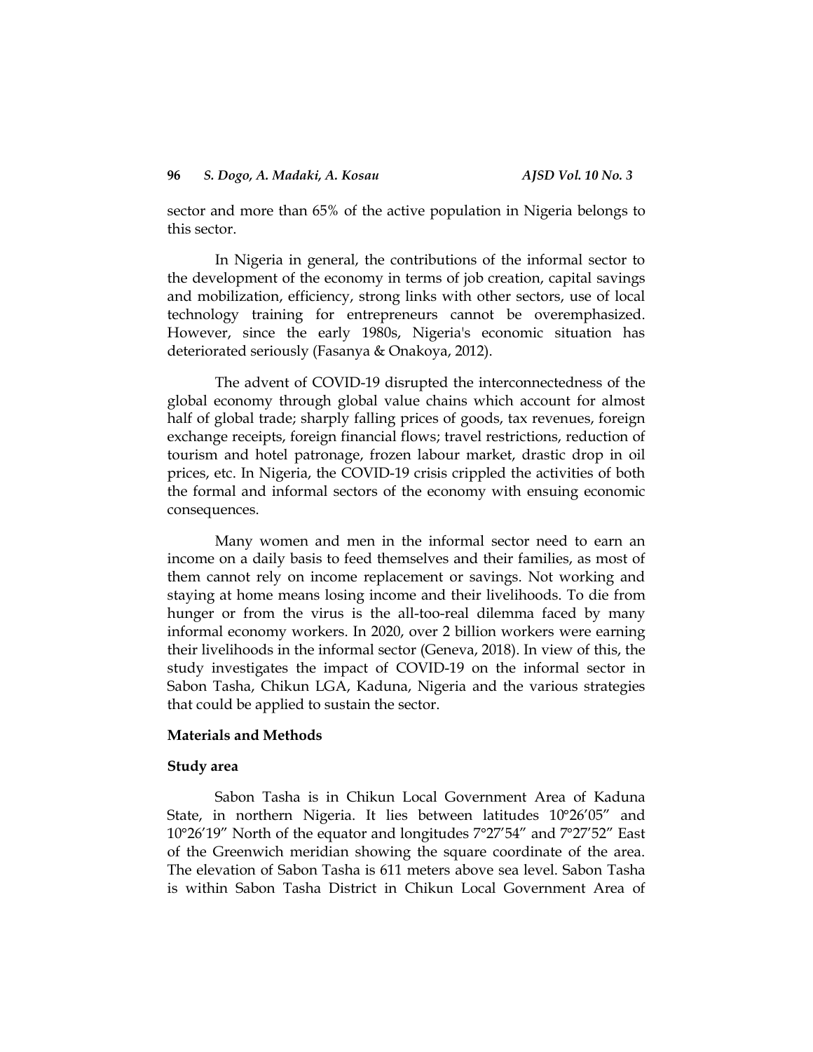sector and more than 65% of the active population in Nigeria belongs to this sector.

In Nigeria in general, the contributions of the informal sector to the development of the economy in terms of job creation, capital savings and mobilization, efficiency, strong links with other sectors, use of local technology training for entrepreneurs cannot be overemphasized. However, since the early 1980s, Nigeria's economic situation has deteriorated seriously (Fasanya & Onakoya, 2012).

The advent of COVID-19 disrupted the interconnectedness of the global economy through global value chains which account for almost half of global trade; sharply falling prices of goods, tax revenues, foreign exchange receipts, foreign financial flows; travel restrictions, reduction of tourism and hotel patronage, frozen labour market, drastic drop in oil prices, etc. In Nigeria, the COVID-19 crisis crippled the activities of both the formal and informal sectors of the economy with ensuing economic consequences.

Many women and men in the informal sector need to earn an income on a daily basis to feed themselves and their families, as most of them cannot rely on income replacement or savings. Not working and staying at home means losing income and their livelihoods. To die from hunger or from the virus is the all-too-real dilemma faced by many informal economy workers. In 2020, over 2 billion workers were earning their livelihoods in the informal sector (Geneva, 2018). In view of this, the study investigates the impact of COVID-19 on the informal sector in Sabon Tasha, Chikun LGA, Kaduna, Nigeria and the various strategies that could be applied to sustain the sector.

## Materials and Methods

### Study area

Sabon Tasha is in Chikun Local Government Area of Kaduna State, in northern Nigeria. It lies between latitudes 10°26′05″ and 10°26′19″ North of the equator and longitudes 7°27′54″ and 7°27′52″ East of the Greenwich meridian showing the square coordinate of the area. The elevation of Sabon Tasha is 611 meters above sea level. Sabon Tasha is within Sabon Tasha District in Chikun Local Government Area of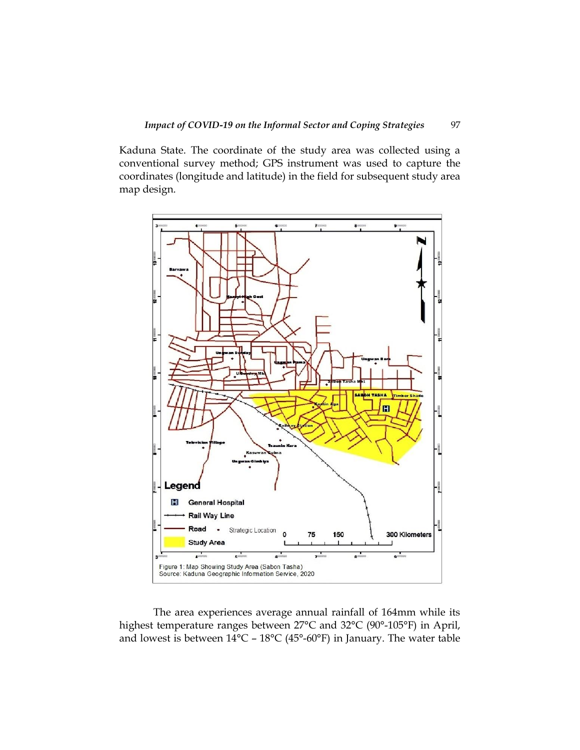Kaduna State. The coordinate of the study area was collected using a conventional survey method; GPS instrument was used to capture the coordinates (longitude and latitude) in the field for subsequent study area map design.

Figure 1: Map Showing Study Area (Sabon Tasha)
Source: Kaduna Geographic Information Service, 2020

The area experiences average annual rainfall of 164mm while its highest temperature ranges between 27°C and 32°C (90°-105°F) in April, and lowest is between 14°C – 18°C (45°-60°F) in January. The water table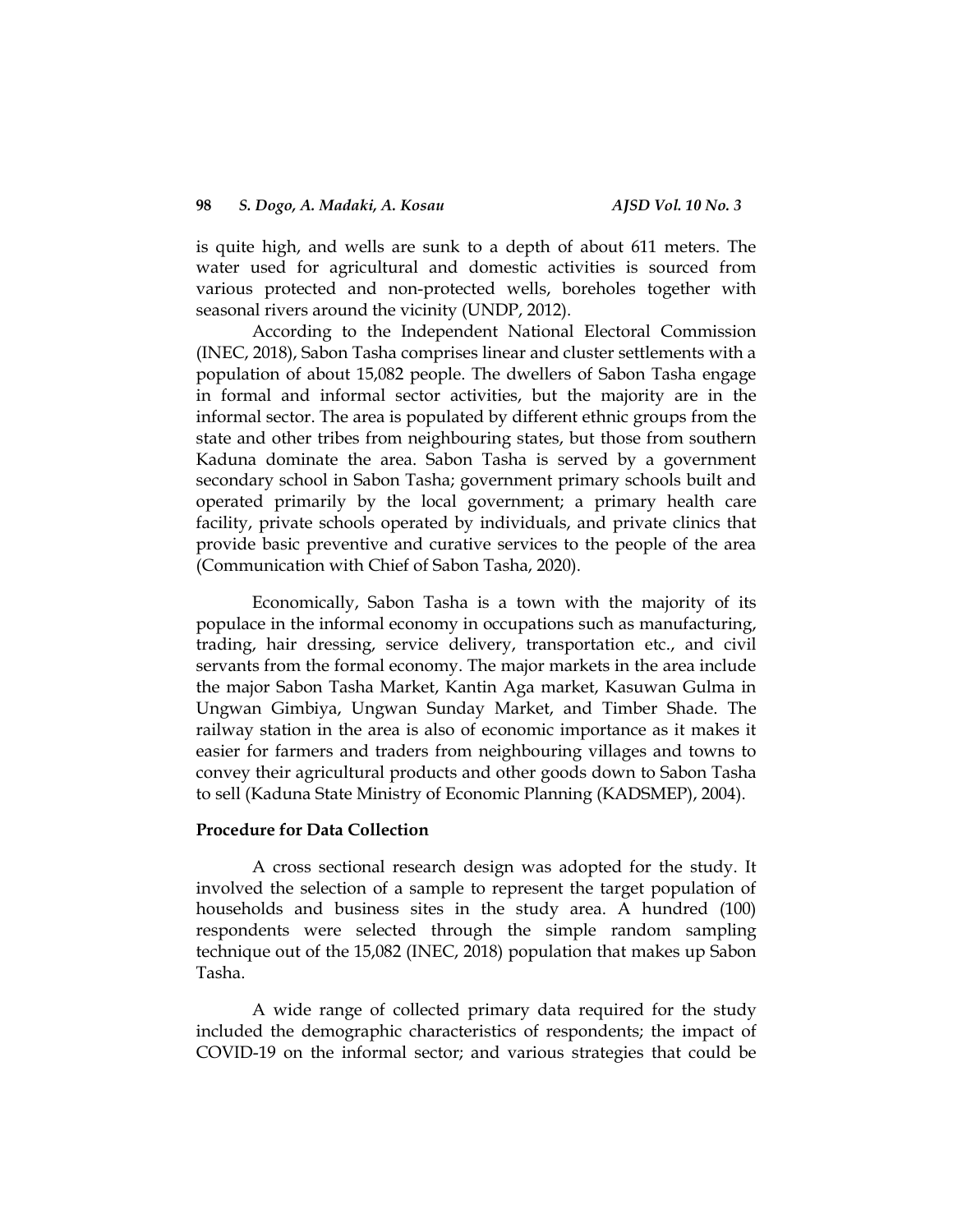is quite high, and wells are sunk to a depth of about 611 meters. The water used for agricultural and domestic activities is sourced from various protected and non-protected wells, boreholes together with seasonal rivers around the vicinity (UNDP, 2012).

According to the Independent National Electoral Commission (INEC, 2018), Sabon Tasha comprises linear and cluster settlements with a population of about 15,082 people. The dwellers of Sabon Tasha engage in formal and informal sector activities, but the majority are in the informal sector. The area is populated by different ethnic groups from the state and other tribes from neighbouring states, but those from southern Kaduna dominate the area. Sabon Tasha is served by a government secondary school in Sabon Tasha; government primary schools built and operated primarily by the local government; a primary health care facility, private schools operated by individuals, and private clinics that provide basic preventive and curative services to the people of the area (Communication with Chief of Sabon Tasha, 2020).

Economically, Sabon Tasha is a town with the majority of its populace in the informal economy in occupations such as manufacturing, trading, hair dressing, service delivery, transportation etc., and civil servants from the formal economy. The major markets in the area include the major Sabon Tasha Market, Kantin Aga market, Kasuwan Gulma in Ungwan Gimbiya, Ungwan Sunday Market, and Timber Shade. The railway station in the area is also of economic importance as it makes it easier for farmers and traders from neighbouring villages and towns to convey their agricultural products and other goods down to Sabon Tasha to sell (Kaduna State Ministry of Economic Planning (KADSMEP), 2004).

**Procedure for Data Collection**

A cross sectional research design was adopted for the study. It involved the selection of a sample to represent the target population of households and business sites in the study area. A hundred (100) respondents were selected through the simple random sampling technique out of the 15,082 (INEC, 2018) population that makes up Sabon Tasha.

A wide range of collected primary data required for the study included the demographic characteristics of respondents; the impact of COVID-19 on the informal sector; and various strategies that could be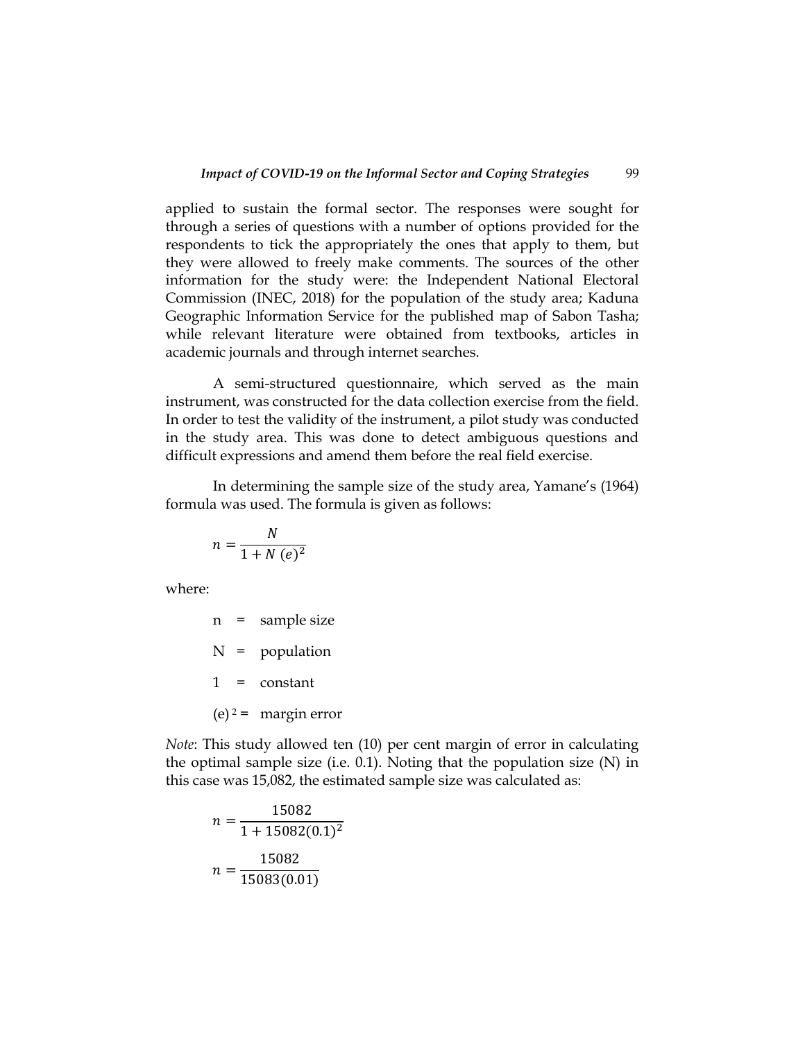applied to sustain the formal sector. The responses were sought for through a series of questions with a number of options provided for the respondents to tick the appropriately the ones that apply to them, but they were allowed to freely make comments. The sources of the other information for the study were: the Independent National Electoral Commission (INEC, 2018) for the population of the study area; Kaduna Geographic Information Service for the published map of Sabon Tasha; while relevant literature were obtained from textbooks, articles in academic journals and through internet searches.

A semi-structured questionnaire, which served as the main instrument, was constructed for the data collection exercise from the field. In order to test the validity of the instrument, a pilot study was conducted in the study area. This was done to detect ambiguous questions and difficult expressions and amend them before the real field exercise.

In determining the sample size of the study area, Yamane's (1964) formula was used. The formula is given as follows:

$$n = \frac{N}{1 + N\ (e)^2}$$

where:

n = sample size

N = population

1 = constant

$(e)^2$ = margin error

*Note*: This study allowed ten (10) per cent margin of error in calculating the optimal sample size (i.e. 0.1). Noting that the population size (N) in this case was 15,082, the estimated sample size was calculated as:

$$n = \frac{15082}{1 + 15082(0.1)^2}$$

$$n = \frac{15082}{15083(0.01)}$$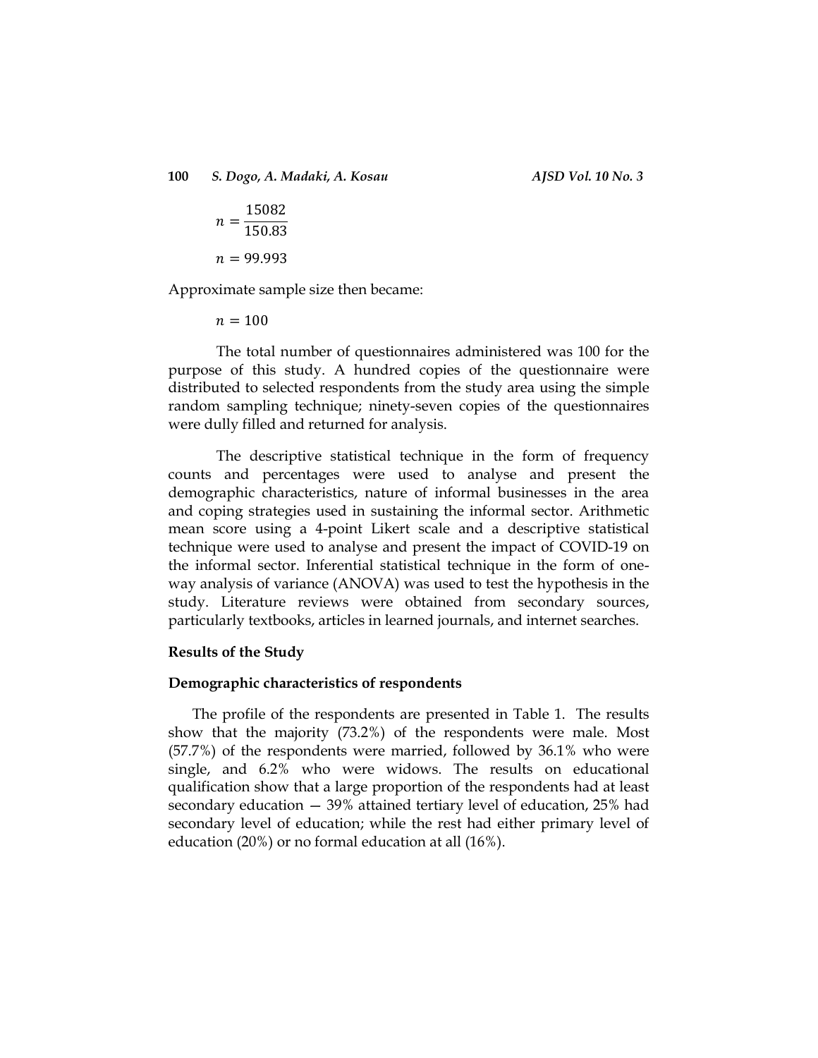$$n = \frac{15082}{150.83}$$

$$n = 99.993$$

Approximate sample size then became:

$$n = 100$$

The total number of questionnaires administered was 100 for the purpose of this study. A hundred copies of the questionnaire were distributed to selected respondents from the study area using the simple random sampling technique; ninety-seven copies of the questionnaires were dully filled and returned for analysis.

The descriptive statistical technique in the form of frequency counts and percentages were used to analyse and present the demographic characteristics, nature of informal businesses in the area and coping strategies used in sustaining the informal sector. Arithmetic mean score using a 4-point Likert scale and a descriptive statistical technique were used to analyse and present the impact of COVID-19 on the informal sector. Inferential statistical technique in the form of one-way analysis of variance (ANOVA) was used to test the hypothesis in the study. Literature reviews were obtained from secondary sources, particularly textbooks, articles in learned journals, and internet searches.

## Results of the Study

### Demographic characteristics of respondents

The profile of the respondents are presented in Table 1. The results show that the majority (73.2%) of the respondents were male. Most (57.7%) of the respondents were married, followed by 36.1% who were single, and 6.2% who were widows. The results on educational qualification show that a large proportion of the respondents had at least secondary education — 39% attained tertiary level of education, 25% had secondary level of education; while the rest had either primary level of education (20%) or no formal education at all (16%).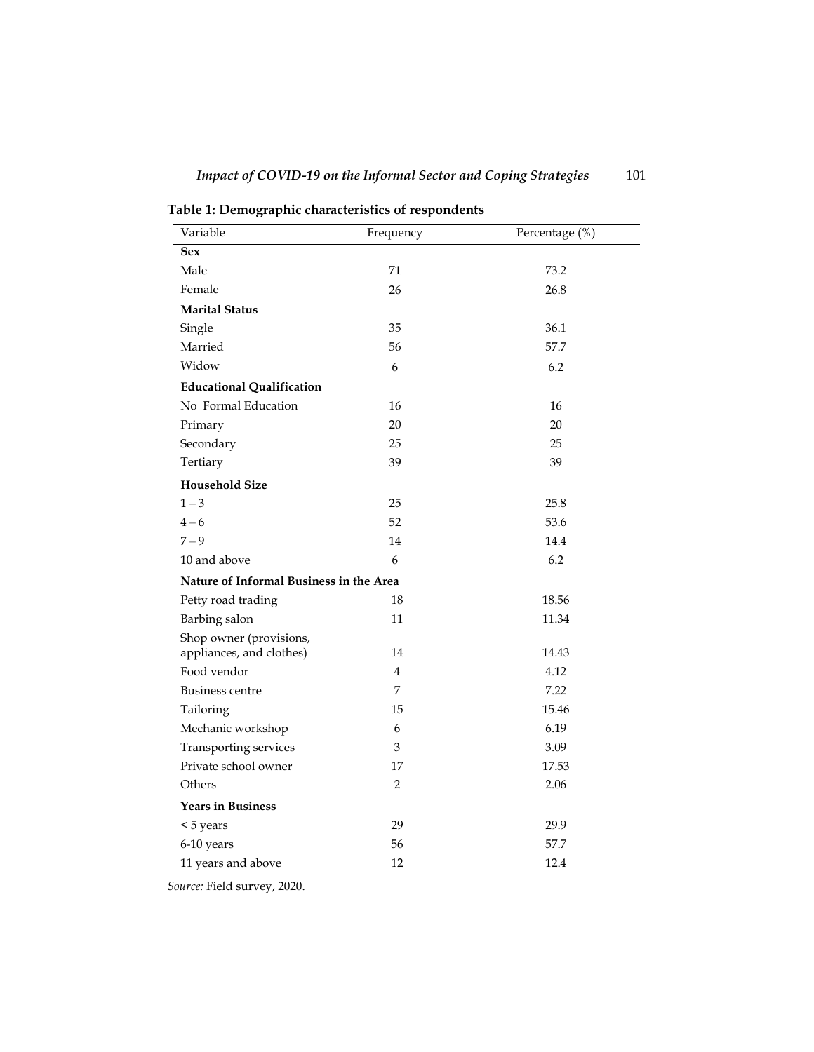**Table 1: Demographic characteristics of respondents**

| Variable | Frequency | Percentage (%) |
|---|---|---|
| **Sex** | | |
| Male | 71 | 73.2 |
| Female | 26 | 26.8 |
| **Marital Status** | | |
| Single | 35 | 36.1 |
| Married | 56 | 57.7 |
| Widow | 6 | 6.2 |
| **Educational Qualification** | | |
| No Formal Education | 16 | 16 |
| Primary | 20 | 20 |
| Secondary | 25 | 25 |
| Tertiary | 39 | 39 |
| **Household Size** | | |
| 1 – 3 | 25 | 25.8 |
| 4 – 6 | 52 | 53.6 |
| 7 – 9 | 14 | 14.4 |
| 10 and above | 6 | 6.2 |
| **Nature of Informal Business in the Area** | | |
| Petty road trading | 18 | 18.56 |
| Barbing salon | 11 | 11.34 |
| Shop owner (provisions, appliances, and clothes) | 14 | 14.43 |
| Food vendor | 4 | 4.12 |
| Business centre | 7 | 7.22 |
| Tailoring | 15 | 15.46 |
| Mechanic workshop | 6 | 6.19 |
| Transporting services | 3 | 3.09 |
| Private school owner | 17 | 17.53 |
| Others | 2 | 2.06 |
| **Years in Business** | | |
| < 5 years | 29 | 29.9 |
| 6-10 years | 56 | 57.7 |
| 11 years and above | 12 | 12.4 |

*Source:* Field survey, 2020.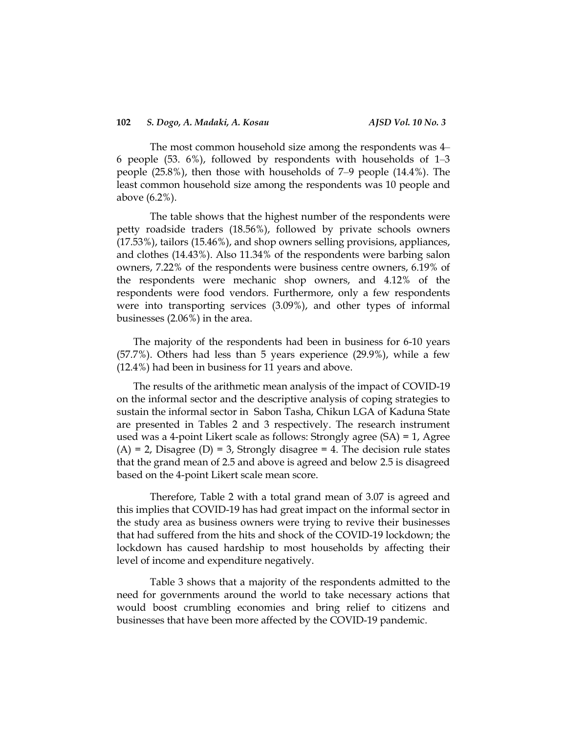The most common household size among the respondents was 4–6 people (53. 6%), followed by respondents with households of 1–3 people (25.8%), then those with households of 7–9 people (14.4%). The least common household size among the respondents was 10 people and above (6.2%).

The table shows that the highest number of the respondents were petty roadside traders (18.56%), followed by private schools owners (17.53%), tailors (15.46%), and shop owners selling provisions, appliances, and clothes (14.43%). Also 11.34% of the respondents were barbing salon owners, 7.22% of the respondents were business centre owners, 6.19% of the respondents were mechanic shop owners, and 4.12% of the respondents were food vendors. Furthermore, only a few respondents were into transporting services (3.09%), and other types of informal businesses (2.06%) in the area.

The majority of the respondents had been in business for 6-10 years (57.7%). Others had less than 5 years experience (29.9%), while a few (12.4%) had been in business for 11 years and above.

The results of the arithmetic mean analysis of the impact of COVID-19 on the informal sector and the descriptive analysis of coping strategies to sustain the informal sector in Sabon Tasha, Chikun LGA of Kaduna State are presented in Tables 2 and 3 respectively. The research instrument used was a 4-point Likert scale as follows: Strongly agree (SA) = 1, Agree (A) = 2, Disagree (D) = 3, Strongly disagree = 4. The decision rule states that the grand mean of 2.5 and above is agreed and below 2.5 is disagreed based on the 4-point Likert scale mean score.

Therefore, Table 2 with a total grand mean of 3.07 is agreed and this implies that COVID-19 has had great impact on the informal sector in the study area as business owners were trying to revive their businesses that had suffered from the hits and shock of the COVID-19 lockdown; the lockdown has caused hardship to most households by affecting their level of income and expenditure negatively.

Table 3 shows that a majority of the respondents admitted to the need for governments around the world to take necessary actions that would boost crumbling economies and bring relief to citizens and businesses that have been more affected by the COVID-19 pandemic.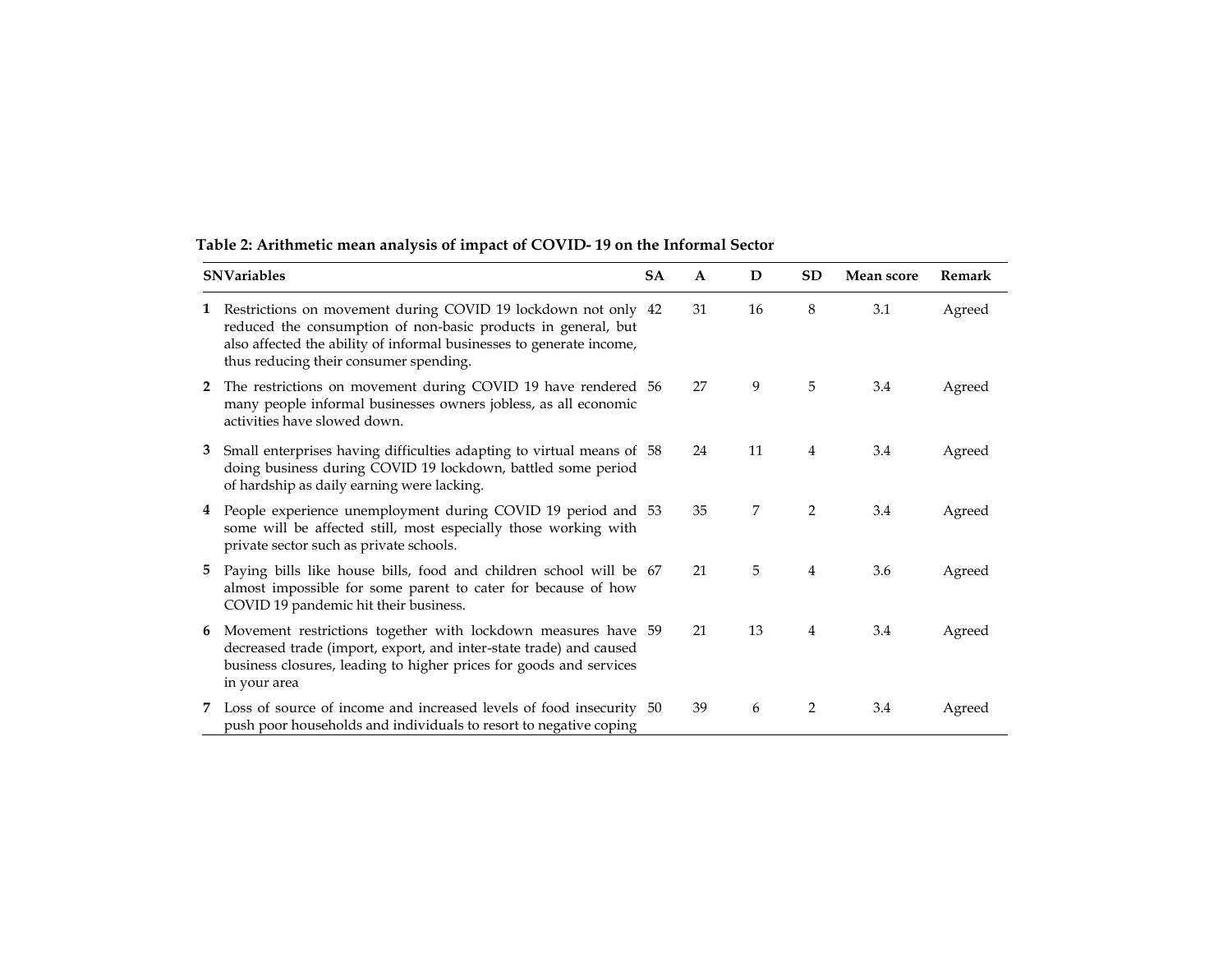**Table 2: Arithmetic mean analysis of impact of COVID- 19 on the Informal Sector**

| SN | Variables | SA | A | D | SD | Mean score | Remark |
|---|---|---|---|---|---|---|---|
| 1 | Restrictions on movement during COVID 19 lockdown not only reduced the consumption of non-basic products in general, but also affected the ability of informal businesses to generate income, thus reducing their consumer spending. | 42 | 31 | 16 | 8 | 3.1 | Agreed |
| 2 | The restrictions on movement during COVID 19 have rendered many people informal businesses owners jobless, as all economic activities have slowed down. | 56 | 27 | 9 | 5 | 3.4 | Agreed |
| 3 | Small enterprises having difficulties adapting to virtual means of doing business during COVID 19 lockdown, battled some period of hardship as daily earning were lacking. | 58 | 24 | 11 | 4 | 3.4 | Agreed |
| 4 | People experience unemployment during COVID 19 period and some will be affected still, most especially those working with private sector such as private schools. | 53 | 35 | 7 | 2 | 3.4 | Agreed |
| 5 | Paying bills like house bills, food and children school will be almost impossible for some parent to cater for because of how COVID 19 pandemic hit their business. | 67 | 21 | 5 | 4 | 3.6 | Agreed |
| 6 | Movement restrictions together with lockdown measures have decreased trade (import, export, and inter-state trade) and caused business closures, leading to higher prices for goods and services in your area | 59 | 21 | 13 | 4 | 3.4 | Agreed |
| 7 | Loss of source of income and increased levels of food insecurity push poor households and individuals to resort to negative coping | 50 | 39 | 6 | 2 | 3.4 | Agreed |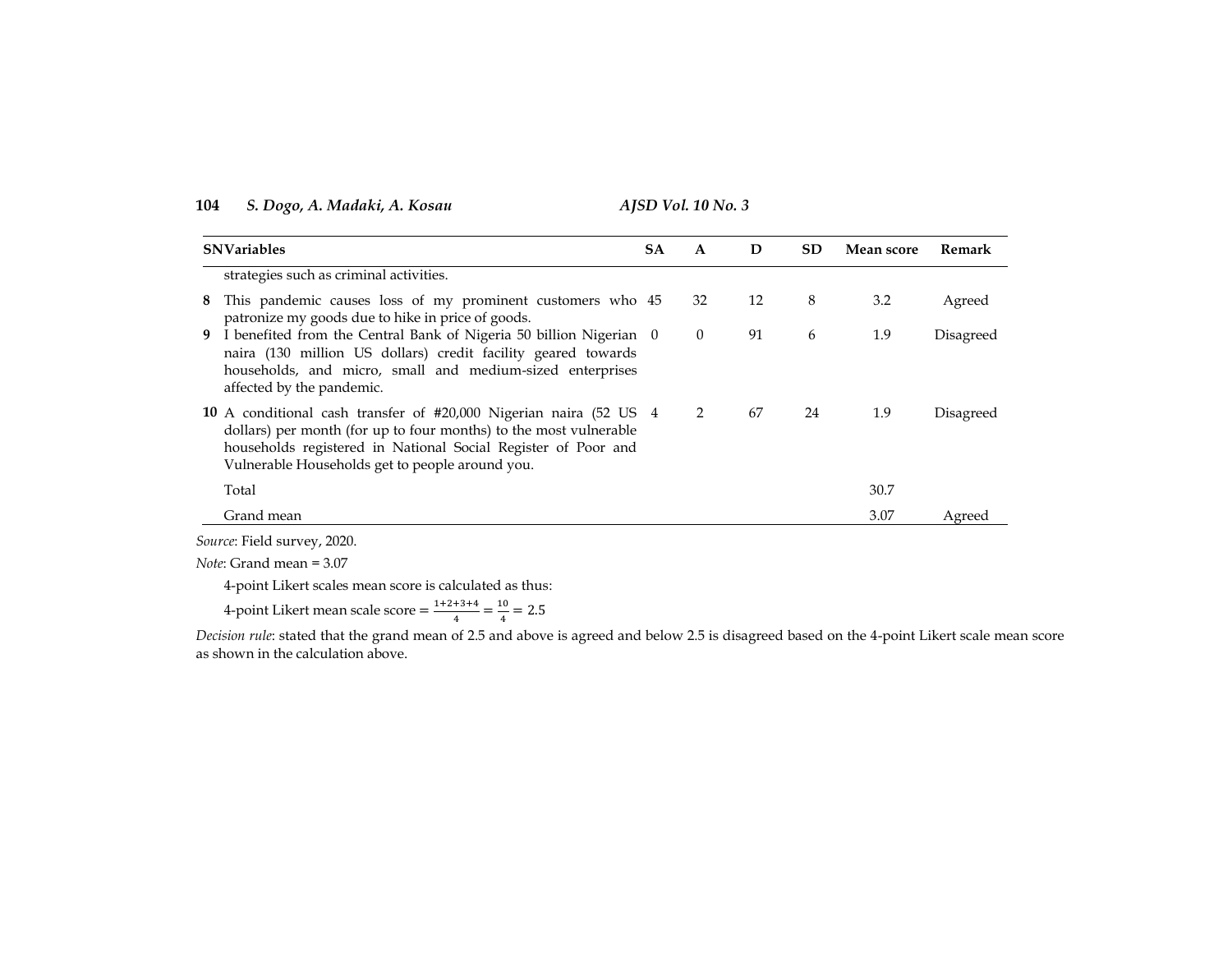| SN | Variables | SA | A | D | SD | Mean score | Remark |
|---|---|---|---|---|---|---|---|
| | strategies such as criminal activities. | | | | | | |
| 8 | This pandemic causes loss of my prominent customers who patronize my goods due to hike in price of goods. | 45 | 32 | 12 | 8 | 3.2 | Agreed |
| 9 | I benefited from the Central Bank of Nigeria 50 billion Nigerian naira (130 million US dollars) credit facility geared towards households, and micro, small and medium-sized enterprises affected by the pandemic. | 0 | 0 | 91 | 6 | 1.9 | Disagreed |
| 10 | A conditional cash transfer of #20,000 Nigerian naira (52 US dollars) per month (for up to four months) to the most vulnerable households registered in National Social Register of Poor and Vulnerable Households get to people around you. | 4 | 2 | 67 | 24 | 1.9 | Disagreed |
| | Total | | | | | 30.7 | |
| | Grand mean | | | | | 3.07 | Agreed |

*Source*: Field survey, 2020.

*Note*: Grand mean = 3.07

4-point Likert scales mean score is calculated as thus:

4-point Likert mean scale score = $\frac{1+2+3+4}{4} = \frac{10}{4} = 2.5$

*Decision rule*: stated that the grand mean of 2.5 and above is agreed and below 2.5 is disagreed based on the 4-point Likert scale mean score as shown in the calculation above.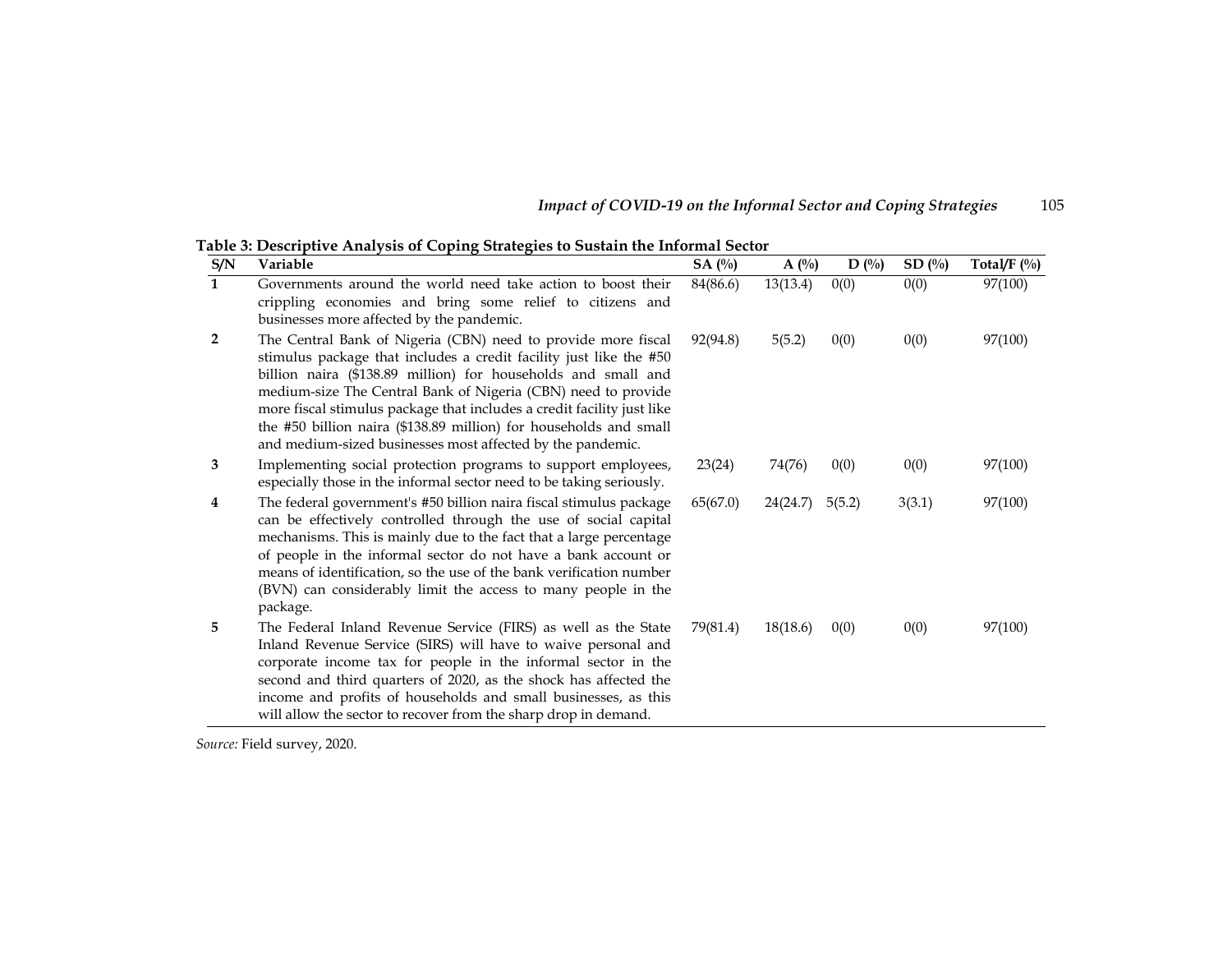**Table 3: Descriptive Analysis of Coping Strategies to Sustain the Informal Sector**

| S/N | Variable | SA (%) | A (%) | D (%) | SD (%) | Total/F (%) |
|---|---|---|---|---|---|---|
| 1 | Governments around the world need take action to boost their crippling economies and bring some relief to citizens and businesses more affected by the pandemic. | 84(86.6) | 13(13.4) | 0(0) | 0(0) | 97(100) |
| 2 | The Central Bank of Nigeria (CBN) need to provide more fiscal stimulus package that includes a credit facility just like the #50 billion naira ($138.89 million) for households and small and medium-size The Central Bank of Nigeria (CBN) need to provide more fiscal stimulus package that includes a credit facility just like the #50 billion naira ($138.89 million) for households and small and medium-sized businesses most affected by the pandemic. | 92(94.8) | 5(5.2) | 0(0) | 0(0) | 97(100) |
| 3 | Implementing social protection programs to support employees, especially those in the informal sector need to be taking seriously. | 23(24) | 74(76) | 0(0) | 0(0) | 97(100) |
| 4 | The federal government's #50 billion naira fiscal stimulus package can be effectively controlled through the use of social capital mechanisms. This is mainly due to the fact that a large percentage of people in the informal sector do not have a bank account or means of identification, so the use of the bank verification number (BVN) can considerably limit the access to many people in the package. | 65(67.0) | 24(24.7) | 5(5.2) | 3(3.1) | 97(100) |
| 5 | The Federal Inland Revenue Service (FIRS) as well as the State Inland Revenue Service (SIRS) will have to waive personal and corporate income tax for people in the informal sector in the second and third quarters of 2020, as the shock has affected the income and profits of households and small businesses, as this will allow the sector to recover from the sharp drop in demand. | 79(81.4) | 18(18.6) | 0(0) | 0(0) | 97(100) |

*Source:* Field survey, 2020.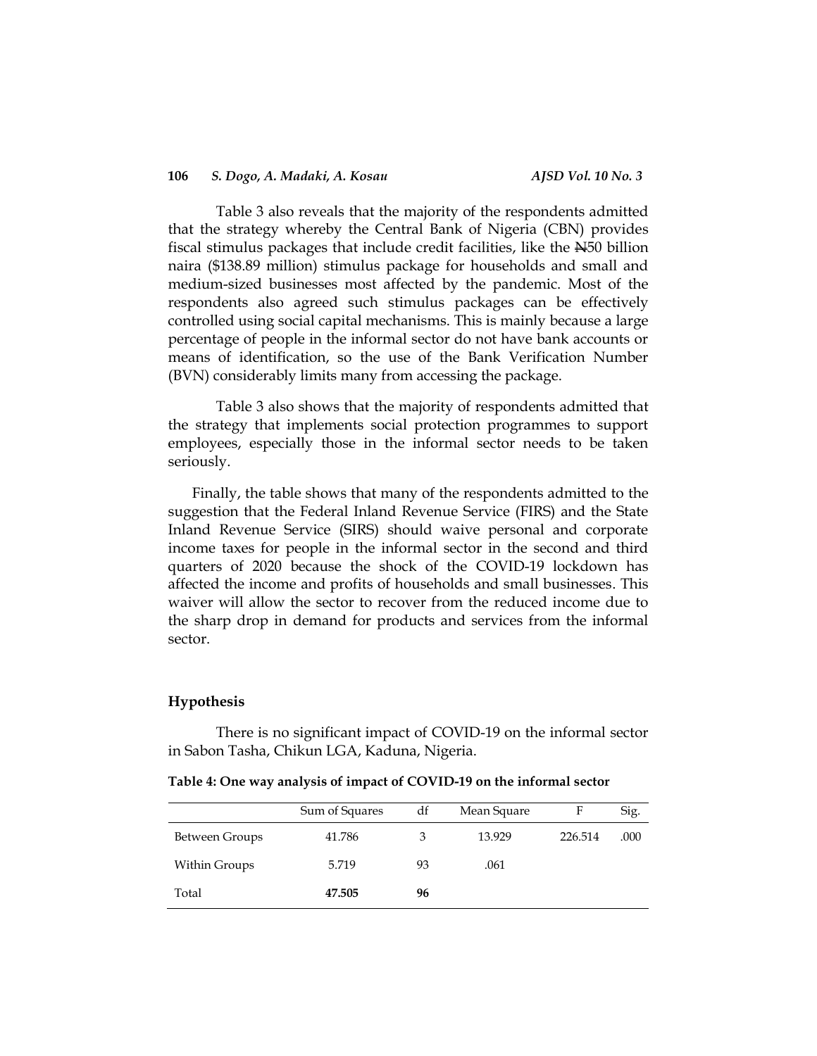Table 3 also reveals that the majority of the respondents admitted that the strategy whereby the Central Bank of Nigeria (CBN) provides fiscal stimulus packages that include credit facilities, like the ₦50 billion naira ($138.89 million) stimulus package for households and small and medium-sized businesses most affected by the pandemic. Most of the respondents also agreed such stimulus packages can be effectively controlled using social capital mechanisms. This is mainly because a large percentage of people in the informal sector do not have bank accounts or means of identification, so the use of the Bank Verification Number (BVN) considerably limits many from accessing the package.

Table 3 also shows that the majority of respondents admitted that the strategy that implements social protection programmes to support employees, especially those in the informal sector needs to be taken seriously.

Finally, the table shows that many of the respondents admitted to the suggestion that the Federal Inland Revenue Service (FIRS) and the State Inland Revenue Service (SIRS) should waive personal and corporate income taxes for people in the informal sector in the second and third quarters of 2020 because the shock of the COVID-19 lockdown has affected the income and profits of households and small businesses. This waiver will allow the sector to recover from the reduced income due to the sharp drop in demand for products and services from the informal sector.

### Hypothesis

There is no significant impact of COVID-19 on the informal sector in Sabon Tasha, Chikun LGA, Kaduna, Nigeria.

**Table 4: One way analysis of impact of COVID-19 on the informal sector**

| | Sum of Squares | df | Mean Square | F | Sig. |
|---|---|---|---|---|---|
| Between Groups | 41.786 | 3 | 13.929 | 226.514 | .000 |
| Within Groups | 5.719 | 93 | .061 | | |
| Total | **47.505** | **96** | | | |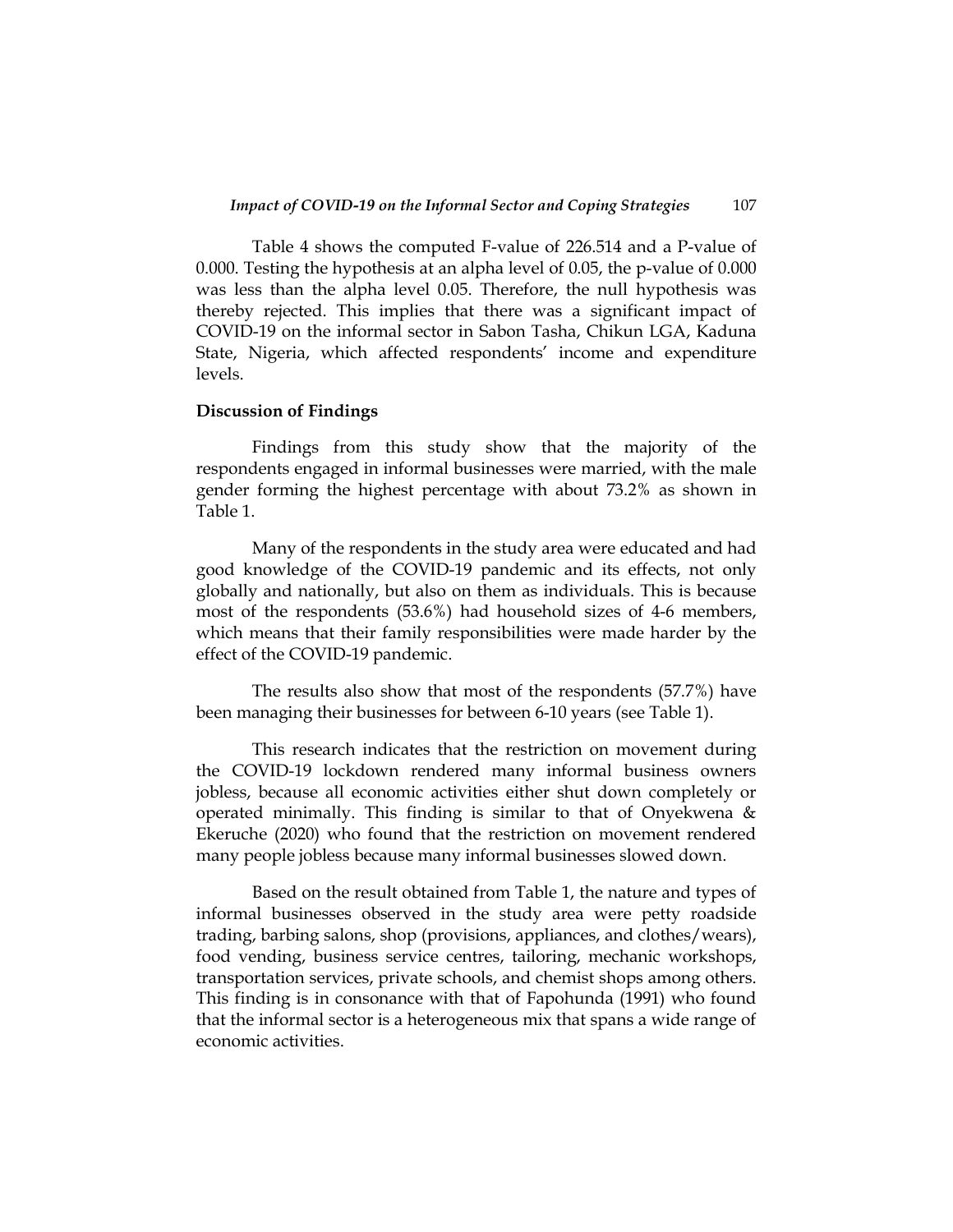Table 4 shows the computed F-value of 226.514 and a P-value of 0.000. Testing the hypothesis at an alpha level of 0.05, the p-value of 0.000 was less than the alpha level 0.05. Therefore, the null hypothesis was thereby rejected. This implies that there was a significant impact of COVID-19 on the informal sector in Sabon Tasha, Chikun LGA, Kaduna State, Nigeria, which affected respondents' income and expenditure levels.

**Discussion of Findings**

Findings from this study show that the majority of the respondents engaged in informal businesses were married, with the male gender forming the highest percentage with about 73.2% as shown in Table 1.

Many of the respondents in the study area were educated and had good knowledge of the COVID-19 pandemic and its effects, not only globally and nationally, but also on them as individuals. This is because most of the respondents (53.6%) had household sizes of 4-6 members, which means that their family responsibilities were made harder by the effect of the COVID-19 pandemic.

The results also show that most of the respondents (57.7%) have been managing their businesses for between 6-10 years (see Table 1).

This research indicates that the restriction on movement during the COVID-19 lockdown rendered many informal business owners jobless, because all economic activities either shut down completely or operated minimally. This finding is similar to that of Onyekwena & Ekeruche (2020) who found that the restriction on movement rendered many people jobless because many informal businesses slowed down.

Based on the result obtained from Table 1, the nature and types of informal businesses observed in the study area were petty roadside trading, barbing salons, shop (provisions, appliances, and clothes/wears), food vending, business service centres, tailoring, mechanic workshops, transportation services, private schools, and chemist shops among others. This finding is in consonance with that of Fapohunda (1991) who found that the informal sector is a heterogeneous mix that spans a wide range of economic activities.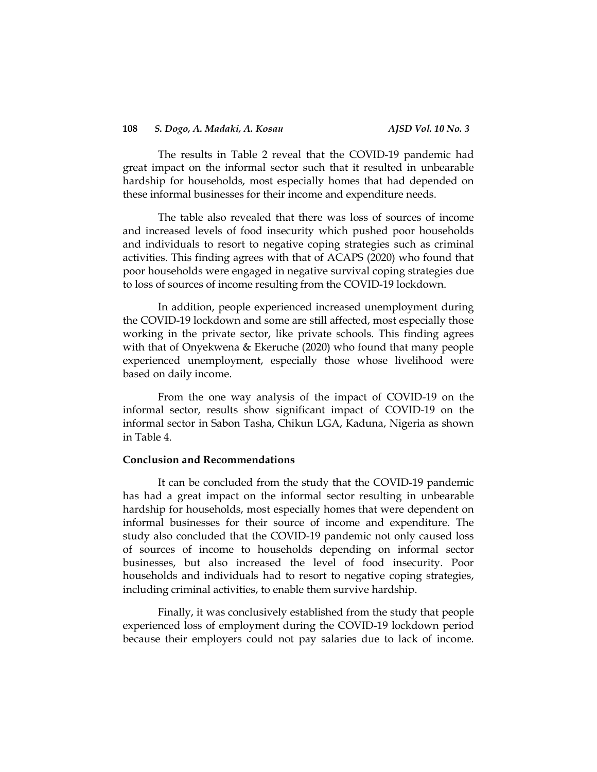The results in Table 2 reveal that the COVID-19 pandemic had great impact on the informal sector such that it resulted in unbearable hardship for households, most especially homes that had depended on these informal businesses for their income and expenditure needs.

The table also revealed that there was loss of sources of income and increased levels of food insecurity which pushed poor households and individuals to resort to negative coping strategies such as criminal activities. This finding agrees with that of ACAPS (2020) who found that poor households were engaged in negative survival coping strategies due to loss of sources of income resulting from the COVID-19 lockdown.

In addition, people experienced increased unemployment during the COVID-19 lockdown and some are still affected, most especially those working in the private sector, like private schools. This finding agrees with that of Onyekwena & Ekeruche (2020) who found that many people experienced unemployment, especially those whose livelihood were based on daily income.

From the one way analysis of the impact of COVID-19 on the informal sector, results show significant impact of COVID-19 on the informal sector in Sabon Tasha, Chikun LGA, Kaduna, Nigeria as shown in Table 4.

## Conclusion and Recommendations

It can be concluded from the study that the COVID-19 pandemic has had a great impact on the informal sector resulting in unbearable hardship for households, most especially homes that were dependent on informal businesses for their source of income and expenditure. The study also concluded that the COVID-19 pandemic not only caused loss of sources of income to households depending on informal sector businesses, but also increased the level of food insecurity. Poor households and individuals had to resort to negative coping strategies, including criminal activities, to enable them survive hardship.

Finally, it was conclusively established from the study that people experienced loss of employment during the COVID-19 lockdown period because their employers could not pay salaries due to lack of income.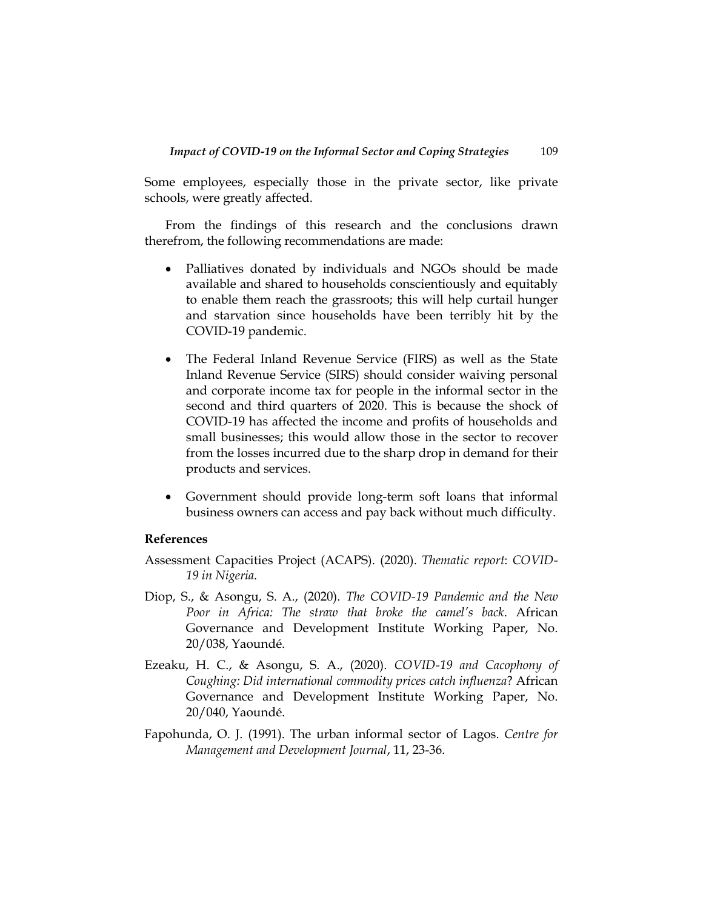Some employees, especially those in the private sector, like private schools, were greatly affected.

From the findings of this research and the conclusions drawn therefrom, the following recommendations are made:

- Palliatives donated by individuals and NGOs should be made available and shared to households conscientiously and equitably to enable them reach the grassroots; this will help curtail hunger and starvation since households have been terribly hit by the COVID-19 pandemic.
- The Federal Inland Revenue Service (FIRS) as well as the State Inland Revenue Service (SIRS) should consider waiving personal and corporate income tax for people in the informal sector in the second and third quarters of 2020. This is because the shock of COVID-19 has affected the income and profits of households and small businesses; this would allow those in the sector to recover from the losses incurred due to the sharp drop in demand for their products and services.
- Government should provide long-term soft loans that informal business owners can access and pay back without much difficulty.

## References

Assessment Capacities Project (ACAPS). (2020). *Thematic report*: *COVID-19 in Nigeria.*

Diop, S., & Asongu, S. A., (2020). *The COVID-19 Pandemic and the New Poor in Africa: The straw that broke the camel's back*. African Governance and Development Institute Working Paper, No. 20/038, Yaoundé.

Ezeaku, H. C., & Asongu, S. A., (2020). *COVID-19 and Cacophony of Coughing: Did international commodity prices catch influenza*? African Governance and Development Institute Working Paper, No. 20/040, Yaoundé.

Fapohunda, O. J. (1991). The urban informal sector of Lagos. *Centre for Management and Development Journal*, 11, 23-36.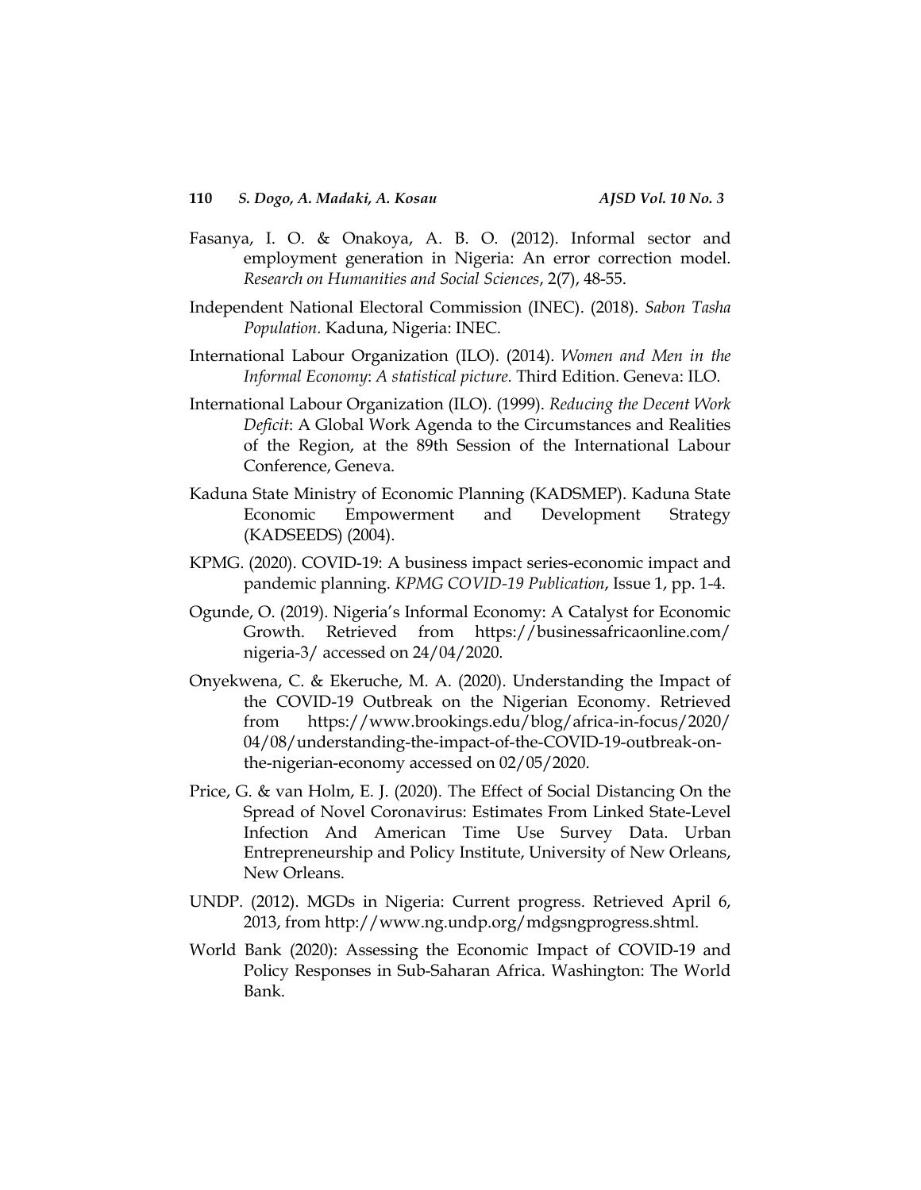Fasanya, I. O. & Onakoya, A. B. O. (2012). Informal sector and employment generation in Nigeria: An error correction model. *Research on Humanities and Social Sciences*, 2(7), 48-55.

Independent National Electoral Commission (INEC). (2018). *Sabon Tasha Population.* Kaduna, Nigeria: INEC.

International Labour Organization (ILO). (2014). *Women and Men in the Informal Economy*: *A statistical picture.* Third Edition. Geneva: ILO.

International Labour Organization (ILO). (1999). *Reducing the Decent Work Deficit*: A Global Work Agenda to the Circumstances and Realities of the Region, at the 89th Session of the International Labour Conference, Geneva.

Kaduna State Ministry of Economic Planning (KADSMEP). Kaduna State Economic Empowerment and Development Strategy (KADSEEDS) (2004).

KPMG. (2020). COVID-19: A business impact series-economic impact and pandemic planning. *KPMG COVID-19 Publication*, Issue 1, pp. 1-4.

Ogunde, O. (2019). Nigeria's Informal Economy: A Catalyst for Economic Growth. Retrieved from https://businessafricaonline.com/nigeria-3/ accessed on 24/04/2020.

Onyekwena, C. & Ekeruche, M. A. (2020). Understanding the Impact of the COVID-19 Outbreak on the Nigerian Economy. Retrieved from https://www.brookings.edu/blog/africa-in-focus/2020/04/08/understanding-the-impact-of-the-COVID-19-outbreak-on-the-nigerian-economy accessed on 02/05/2020.

Price, G. & van Holm, E. J. (2020). The Effect of Social Distancing On the Spread of Novel Coronavirus: Estimates From Linked State-Level Infection And American Time Use Survey Data. Urban Entrepreneurship and Policy Institute, University of New Orleans, New Orleans.

UNDP. (2012). MGDs in Nigeria: Current progress. Retrieved April 6, 2013, from http://www.ng.undp.org/mdgsngprogress.shtml.

World Bank (2020): Assessing the Economic Impact of COVID-19 and Policy Responses in Sub-Saharan Africa. Washington: The World Bank.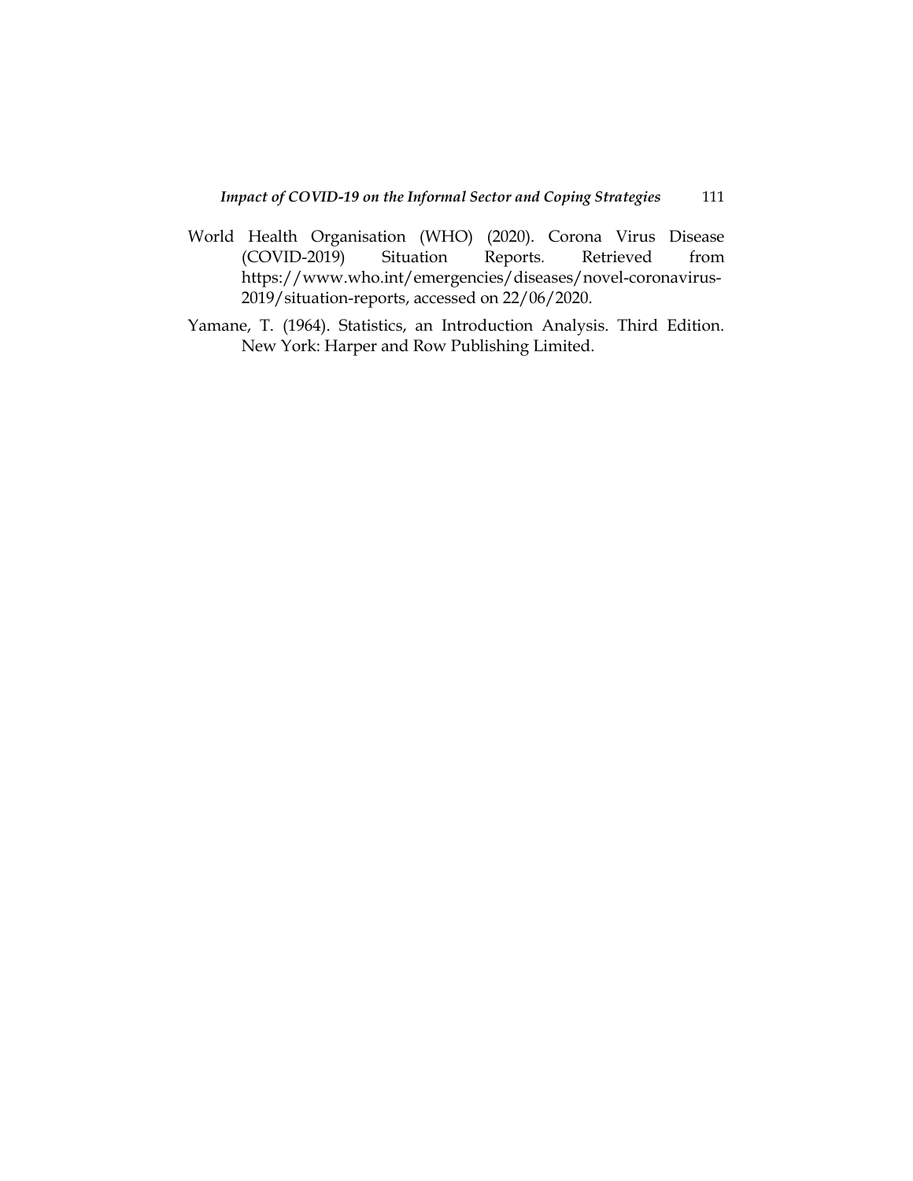World Health Organisation (WHO) (2020). Corona Virus Disease (COVID-2019) Situation Reports. Retrieved from https://www.who.int/emergencies/diseases/novel-coronavirus-2019/situation-reports, accessed on 22/06/2020.

Yamane, T. (1964). Statistics, an Introduction Analysis. Third Edition. New York: Harper and Row Publishing Limited.